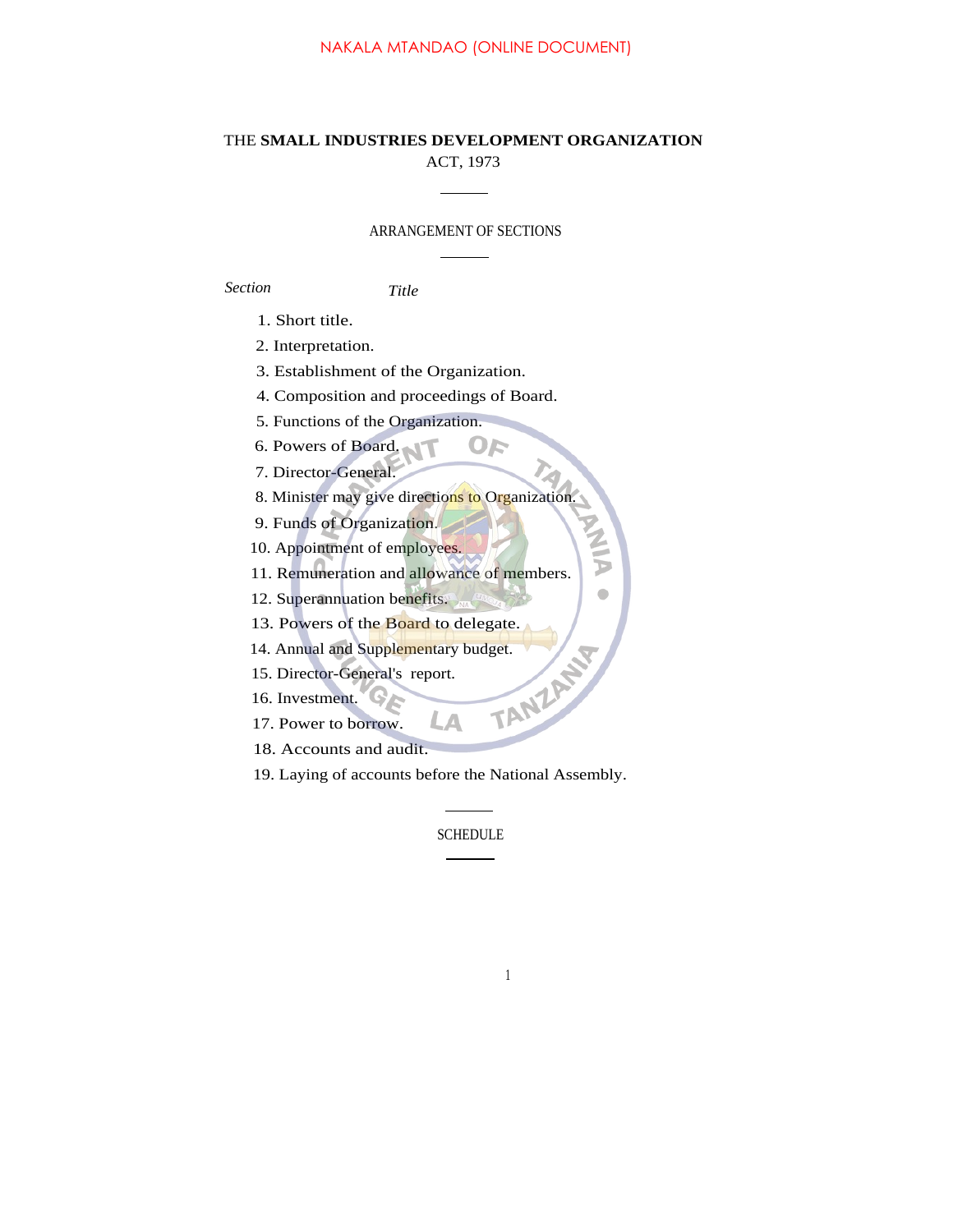NAKALA MTANDAO (ONLINE DOCUMENT)

# THE **SMALL INDUSTRIES DEVELOPMENT ORGANIZATION** ACT, 1973

## ARRANGEMENT OF SECTIONS

| *Section* | *Title* |
|---|---|
| 1. | Short title. |
| 2. | Interpretation. |
| 3. | Establishment of the Organization. |
| 4. | Composition and proceedings of Board. |
| 5. | Functions of the Organization. |
| 6. | Powers of Board. |
| 7. | Director-General. |
| 8. | Minister may give directions to Organization. |
| 9. | Funds of Organization. |
| 10. | Appointment of employees. |
| 11. | Remuneration and allowance of members. |
| 12. | Superannuation benefits. |
| 13. | Powers of the Board to delegate. |
| 14. | Annual and Supplementary budget. |
| 15. | Director-General's report. |
| 16. | Investment. |
| 17. | Power to borrow. |
| 18. | Accounts and audit. |
| 19. | Laying of accounts before the National Assembly. |

SCHEDULE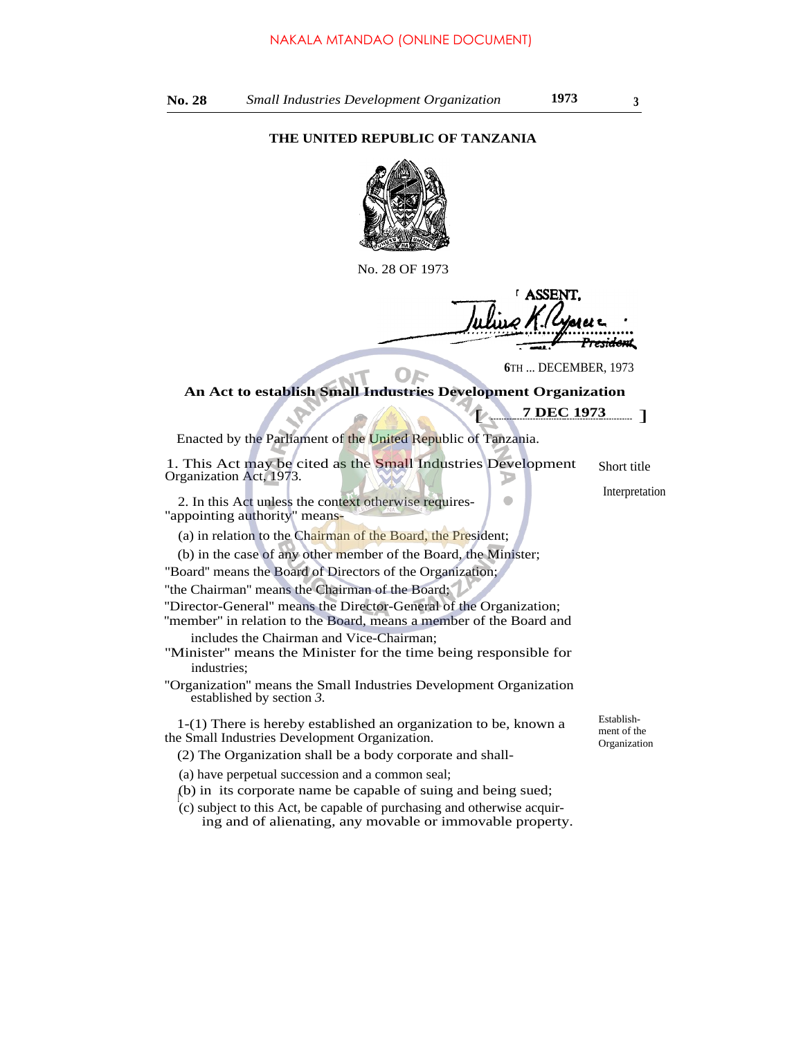THE UNITED REPUBLIC OF TANZANIA

No. 28 OF 1973

ASSENT.

Julius K. Nyerere

President

6TH ... DECEMBER, 1973

**An Act to establish Small Industries Development Organization**

**[ 7 DEC 1973 ]**

Enacted by the Parliament of the United Republic of Tanzania.

Short title

1. This Act may be cited as the Small Industries Development Organization Act, 1973.

Interpretation

2. In this Act unless the context otherwise requires-

"appointing authority" means-

(a) in relation to the Chairman of the Board, the President;

(b) in the case of any other member of the Board, the Minister;

"Board" means the Board of Directors of the Organization;

"the Chairman" means the Chairman of the Board;

"Director-General" means the Director-General of the Organization;

"member" in relation to the Board, means a member of the Board and includes the Chairman and Vice-Chairman;

"Minister" means the Minister for the time being responsible for industries;

"Organization" means the Small Industries Development Organization established by section *3.*

Establishment of the Organization

1-(1) There is hereby established an organization to be, known a the Small Industries Development Organization.

(2) The Organization shall be a body corporate and shall-

(a) have perpetual succession and a common seal;

(b) in its corporate name be capable of suing and being sued;

(c) subject to this Act, be capable of purchasing and otherwise acquiring and of alienating, any movable or immovable property.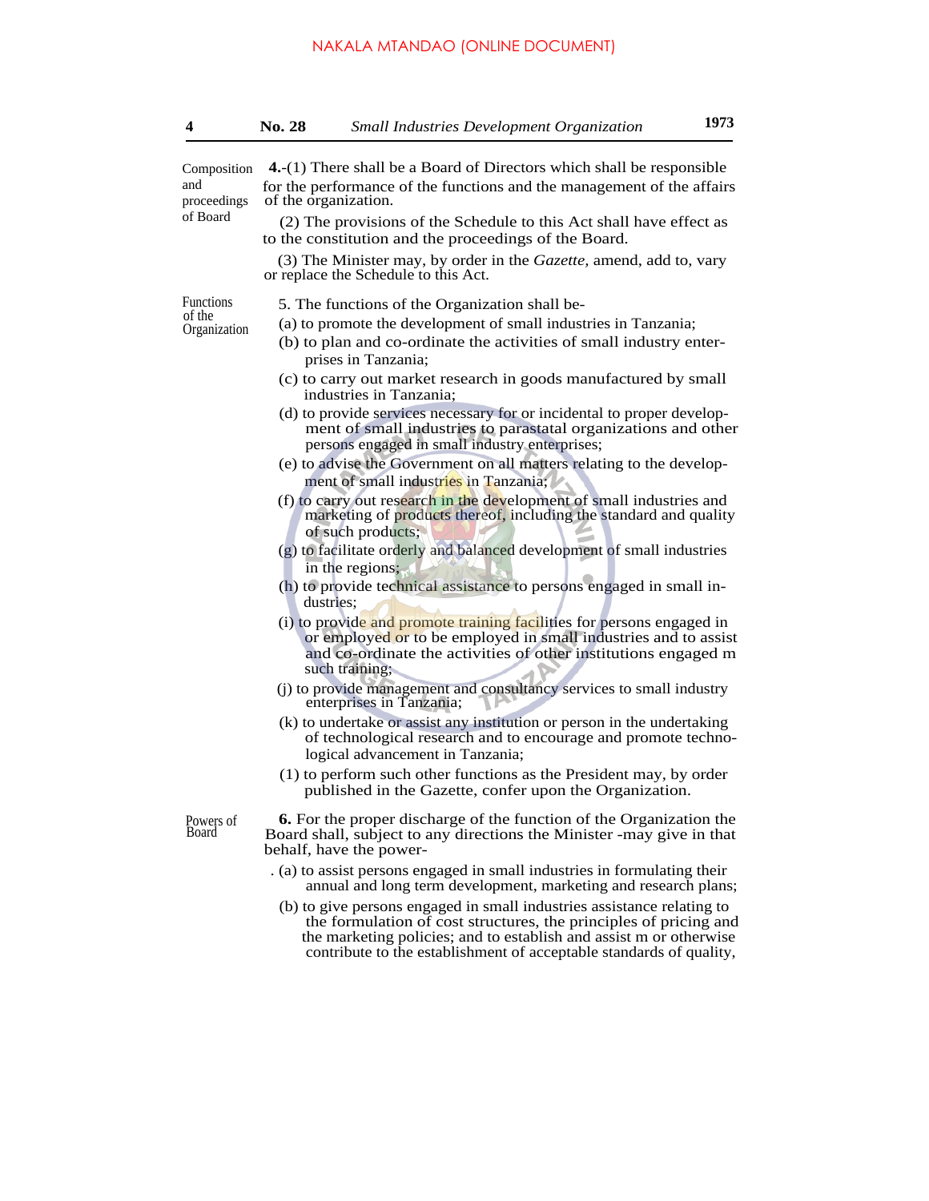**Composition and proceedings of Board**

**4.**-(1) There shall be a Board of Directors which shall be responsible for the performance of the functions and the management of the affairs of the organization.

(2) The provisions of the Schedule to this Act shall have effect as to the constitution and the proceedings of the Board.

(3) The Minister may, by order in the *Gazette,* amend, add to, vary or replace the Schedule to this Act.

**Functions of the Organization**

5. The functions of the Organization shall be-

(a) to promote the development of small industries in Tanzania;

(b) to plan and co-ordinate the activities of small industry enterprises in Tanzania;

(c) to carry out market research in goods manufactured by small industries in Tanzania;

(d) to provide services necessary for or incidental to proper development of small industries to parastatal organizations and other persons engaged in small industry enterprises;

(e) to advise the Government on all matters relating to the development of small industries in Tanzania;

(f) to carry out research in the development of small industries and marketing of products thereof, including the standard and quality of such products;

(g) to facilitate orderly and balanced development of small industries in the regions;

(h) to provide technical assistance to persons engaged in small industries;

(i) to provide and promote training facilities for persons engaged in or employed or to be employed in small industries and to assist and co-ordinate the activities of other institutions engaged m such training;

(j) to provide management and consultancy services to small industry enterprises in Tanzania;

(k) to undertake or assist any institution or person in the undertaking of technological research and to encourage and promote technological advancement in Tanzania;

(1) to perform such other functions as the President may, by order published in the Gazette, confer upon the Organization.

**Powers of Board**

**6.** For the proper discharge of the function of the Organization the Board shall, subject to any directions the Minister -may give in that behalf, have the power-

. (a) to assist persons engaged in small industries in formulating their annual and long term development, marketing and research plans;

(b) to give persons engaged in small industries assistance relating to the formulation of cost structures, the principles of pricing and the marketing policies; and to establish and assist m or otherwise contribute to the establishment of acceptable standards of quality,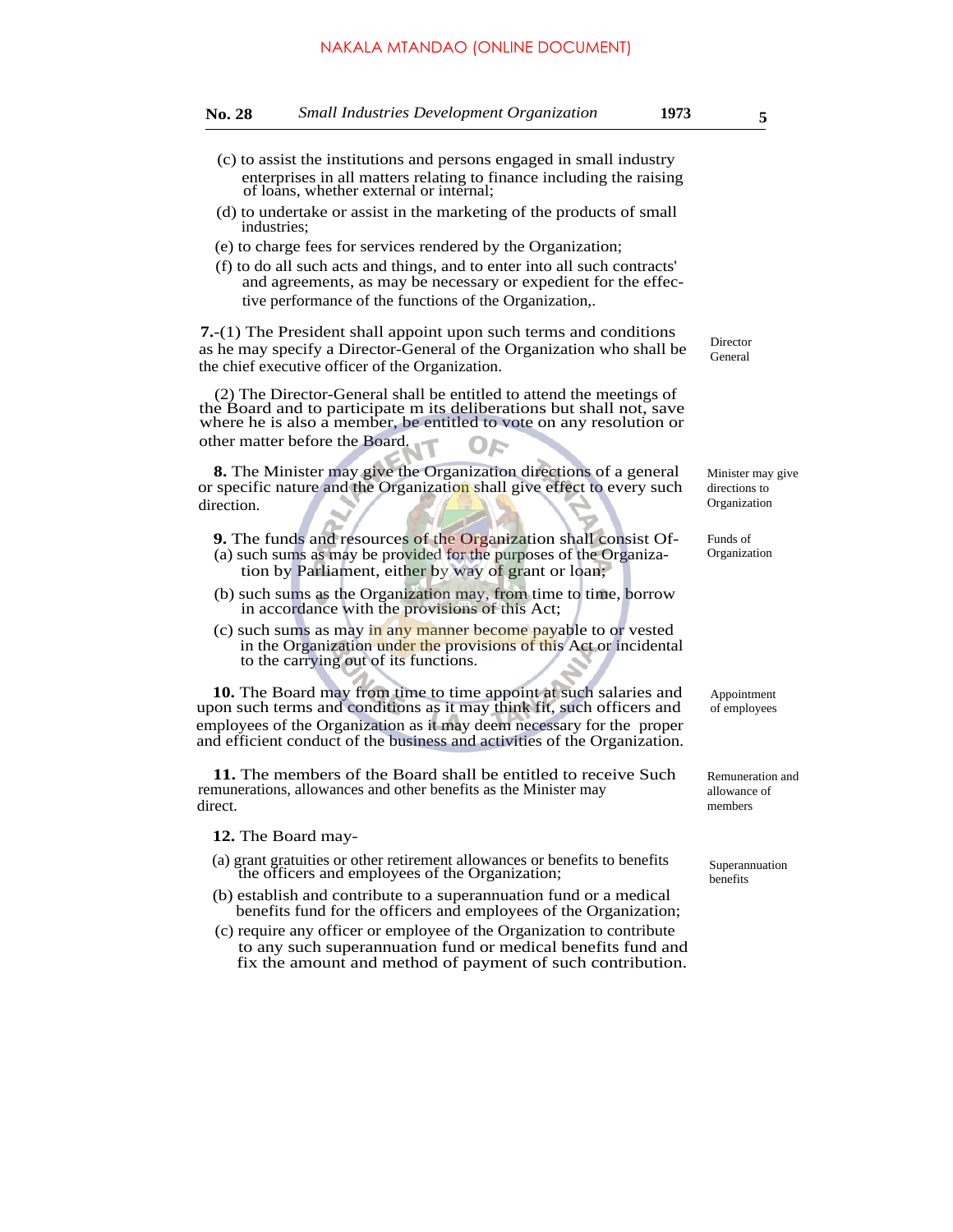(c) to assist the institutions and persons engaged in small industry enterprises in all matters relating to finance including the raising of loans, whether external or internal;

(d) to undertake or assist in the marketing of the products of small industries;

(e) to charge fees for services rendered by the Organization;

(f) to do all such acts and things, and to enter into all such contracts' and agreements, as may be necessary or expedient for the effective performance of the functions of the Organization,.

Director General

**7.**-(1) The President shall appoint upon such terms and conditions as he may specify a Director-General of the Organization who shall be the chief executive officer of the Organization.

(2) The Director-General shall be entitled to attend the meetings of the Board and to participate m its deliberations but shall not, save where he is also a member, be entitled to vote on any resolution or other matter before the Board.

Minister may give directions to Organization

**8.** The Minister may give the Organization directions of a general or specific nature and the Organization shall give effect to every such direction.

Funds of Organization

**9.** The funds and resources of the Organization shall consist Of-

(a) such sums as may be provided for the purposes of the Organization by Parliament, either by way of grant or loan;

(b) such sums as the Organization may, from time to time, borrow in accordance with the provisions of this Act;

(c) such sums as may in any manner become payable to or vested in the Organization under the provisions of this Act or incidental to the carrying out of its functions.

Appointment of employees

**10.** The Board may from time to time appoint at such salaries and upon such terms and conditions as it may think fit, such officers and employees of the Organization as it may deem necessary for the proper and efficient conduct of the business and activities of the Organization.

Remuneration and allowance of members

**11.** The members of the Board shall be entitled to receive Such remunerations, allowances and other benefits as the Minister may direct.

Superannuation benefits

**12.** The Board may-

(a) grant gratuities or other retirement allowances or benefits to benefits the officers and employees of the Organization;

(b) establish and contribute to a superannuation fund or a medical benefits fund for the officers and employees of the Organization;

(c) require any officer or employee of the Organization to contribute to any such superannuation fund or medical benefits fund and fix the amount and method of payment of such contribution.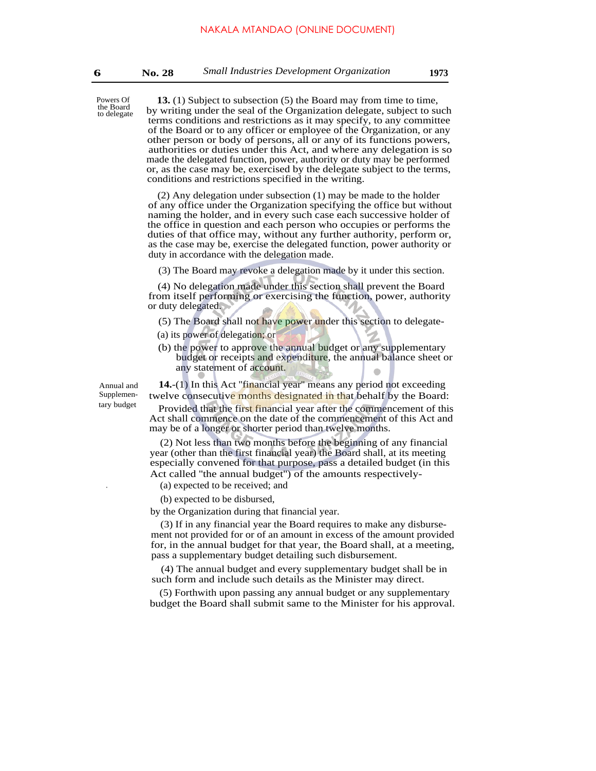**Powers Of the Board to delegate**

**13.** (1) Subject to subsection (5) the Board may from time to time, by writing under the seal of the Organization delegate, subject to such terms conditions and restrictions as it may specify, to any committee of the Board or to any officer or employee of the Organization, or any other person or body of persons, all or any of its functions powers, authorities or duties under this Act, and where any delegation is so made the delegated function, power, authority or duty may be performed or, as the case may be, exercised by the delegate subject to the terms, conditions and restrictions specified in the writing.

(2) Any delegation under subsection (1) may be made to the holder of any office under the Organization specifying the office but without naming the holder, and in every such case each successive holder of the office in question and each person who occupies or performs the duties of that office may, without any further authority, perform or, as the case may be, exercise the delegated function, power authority or duty in accordance with the delegation made.

(3) The Board may revoke a delegation made by it under this section.

(4) No delegation made under this section shall prevent the Board from itself performing or exercising the function, power, authority or duty delegated.

(5) The Board shall not have power under this section to delegate-

(a) its power of delegation; or

(b) the power to approve the annual budget or any supplementary budget or receipts and expenditure, the annual balance sheet or any statement of account.

**Annual and Supplementary budget**

**14.**-(1) In this Act "financial year" means any period not exceeding twelve consecutive months designated in that behalf by the Board:

Provided that the first financial year after the commencement of this Act shall commence on the date of the commencement of this Act and may be of a longer or shorter period than twelve months.

(2) Not less than two months before the beginning of any financial year (other than the first financial year) the Board shall, at its meeting especially convened for that purpose, pass a detailed budget (in this Act called "the annual budget") of the amounts respectively-

(a) expected to be received; and

(b) expected to be disbursed,

by the Organization during that financial year.

(3) If in any financial year the Board requires to make any disbursement not provided for or of an amount in excess of the amount provided for, in the annual budget for that year, the Board shall, at a meeting, pass a supplementary budget detailing such disbursement.

(4) The annual budget and every supplementary budget shall be in such form and include such details as the Minister may direct.

(5) Forthwith upon passing any annual budget or any supplementary budget the Board shall submit same to the Minister for his approval.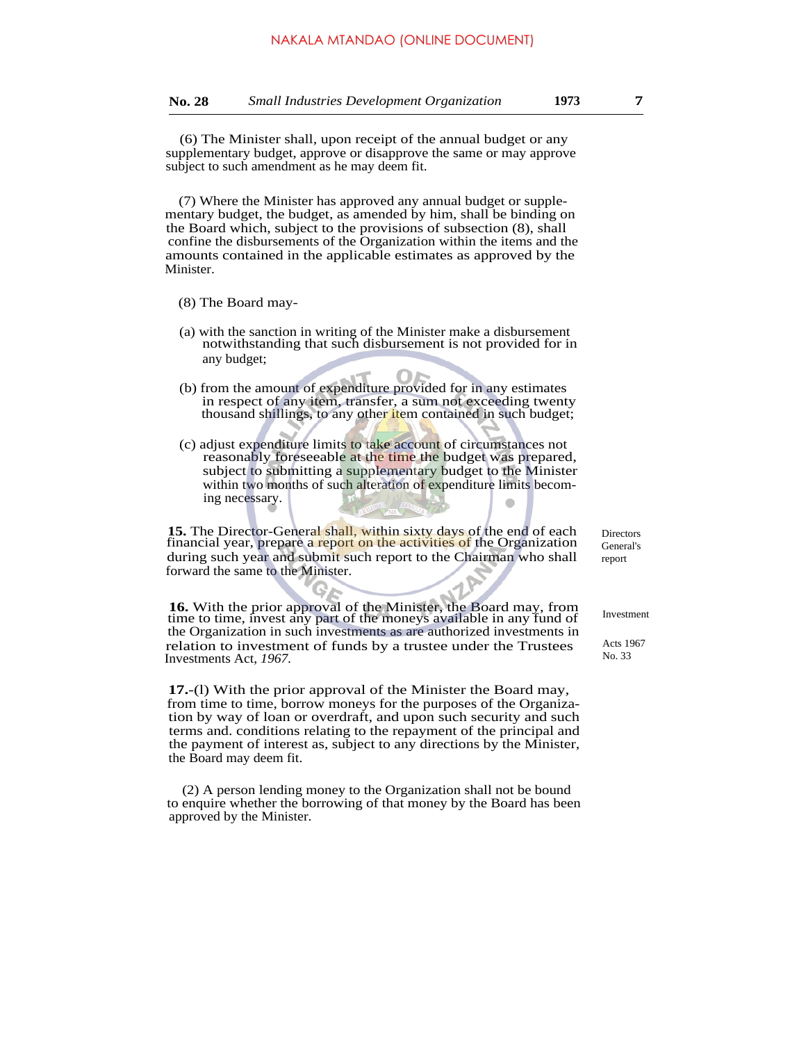(6) The Minister shall, upon receipt of the annual budget or any supplementary budget, approve or disapprove the same or may approve subject to such amendment as he may deem fit.

(7) Where the Minister has approved any annual budget or supplementary budget, the budget, as amended by him, shall be binding on the Board which, subject to the provisions of subsection (8), shall confine the disbursements of the Organization within the items and the amounts contained in the applicable estimates as approved by the Minister.

(8) The Board may-

(a) with the sanction in writing of the Minister make a disbursement notwithstanding that such disbursement is not provided for in any budget;

(b) from the amount of expenditure provided for in any estimates in respect of any item, transfer, a sum not exceeding twenty thousand shillings, to any other item contained in such budget;

(c) adjust expenditure limits to take account of circumstances not reasonably foreseeable at the time the budget was prepared, subject to submitting a supplementary budget to the Minister within two months of such alteration of expenditure limits becoming necessary.

Directors General's report

**15.** The Director-General shall, within sixty days of the end of each financial year, prepare a report on the activities of the Organization during such year and submit such report to the Chairman who shall forward the same to the Minister.

Investment

Acts 1967 No. 33

**16.** With the prior approval of the Minister, the Board may, from time to time, invest any part of the moneys available in any fund of the Organization in such investments as are authorized investments in relation to investment of funds by a trustee under the Trustees Investments Act, *1967*.

**17.**-(l) With the prior approval of the Minister the Board may, from time to time, borrow moneys for the purposes of the Organization by way of loan or overdraft, and upon such security and such terms and. conditions relating to the repayment of the principal and the payment of interest as, subject to any directions by the Minister, the Board may deem fit.

(2) A person lending money to the Organization shall not be bound to enquire whether the borrowing of that money by the Board has been approved by the Minister.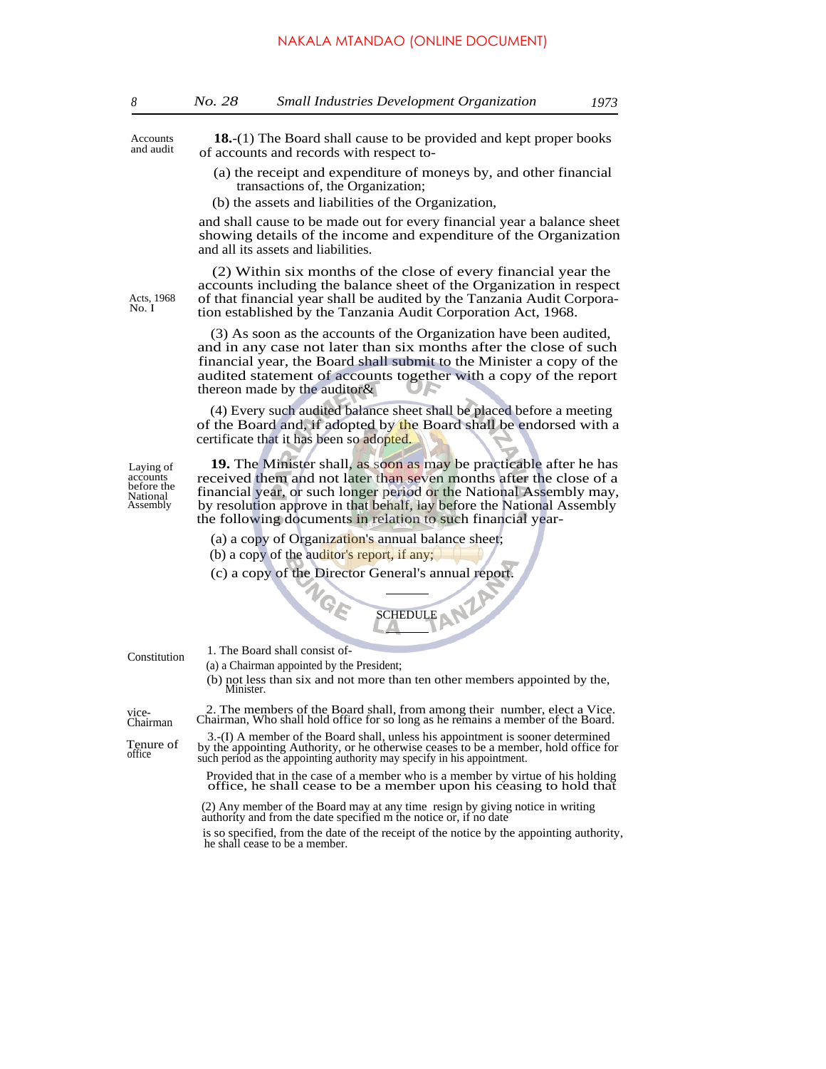Accounts and audit

**18.**-(1) The Board shall cause to be provided and kept proper books of accounts and records with respect to-

(a) the receipt and expenditure of moneys by, and other financial transactions of, the Organization;

(b) the assets and liabilities of the Organization,

and shall cause to be made out for every financial year a balance sheet showing details of the income and expenditure of the Organization and all its assets and liabilities.

Acts, 1968 No. I

(2) Within six months of the close of every financial year the accounts including the balance sheet of the Organization in respect of that financial year shall be audited by the Tanzania Audit Corporation established by the Tanzania Audit Corporation Act, 1968.

(3) As soon as the accounts of the Organization have been audited, and in any case not later than six months after the close of such financial year, the Board shall submit to the Minister a copy of the audited statement of accounts together with a copy of the report thereon made by the auditor&

(4) Every such audited balance sheet shall be placed before a meeting of the Board and, if adopted by the Board shall be endorsed with a certificate that it has been so adopted.

Laying of accounts before the National Assembly

**19.** The Minister shall, as soon as may be practicable after he has received them and not later than seven months after the close of a financial year, or such longer period or the National Assembly may, by resolution approve in that behalf, lay before the National Assembly the following documents in relation to such financial year-

(a) a copy of Organization's annual balance sheet;

(b) a copy of the auditor's report, if any;

(c) a copy of the Director General's annual report.

## SCHEDULE

Constitution

1. The Board shall consist of-

(a) a Chairman appointed by the President;

(b) not less than six and not more than ten other members appointed by the, Minister.

vice-Chairman

2. The members of the Board shall, from among their number, elect a Vice. Chairman, Who shall hold office for so long as he remains a member of the Board.

Tenure of office

3.-(I) A member of the Board shall, unless his appointment is sooner determined by the appointing Authority, or he otherwise ceases to be a member, hold office for such period as the appointing authority may specify in his appointment.

Provided that in the case of a member who is a member by virtue of his holding office, he shall cease to be a member upon his ceasing to hold that

(2) Any member of the Board may at any time resign by giving notice in writing authority and from the date specified m the notice or, if no date is so specified, from the date of the receipt of the notice by the appointing authority, he shall cease to be a member.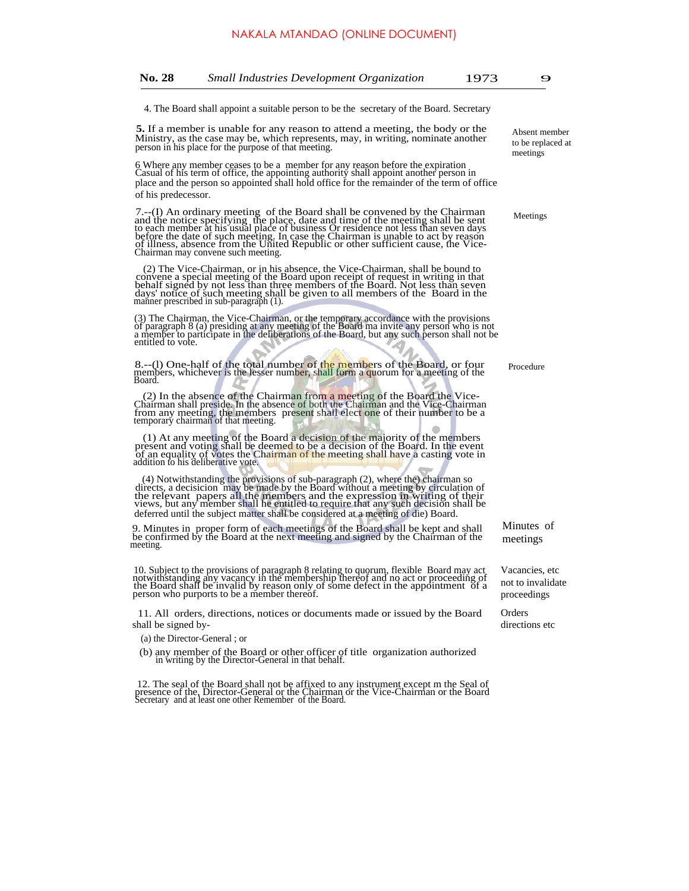NAKALA MTANDAO (ONLINE DOCUMENT)

4. The Board shall appoint a suitable person to be the secretary of the Board. Secretary

**5.** If a member is unable for any reason to attend a meeting, the body or the Ministry, as the case may be, which represents, may, in writing, nominate another person in his place for the purpose of that meeting. *Absent member to be replaced at meetings*

6 Where any member ceases to be a member for any reason before the expiration Casual of his term of office, the appointing authority shall appoint another person in place and the person so appointed shall hold office for the remainder of the term of office of his predecessor.

7.--(I) An ordinary meeting of the Board shall be convened by the Chairman and the notice specifying the place, date and time of the meeting shall be sent to each member at his usual place of business Or residence not less than seven days before the date of such meeting. In case the Chairman is unable to act by reason of illness, absence from the United Republic or other sufficient cause, the Vice-Chairman may convene such meeting. *Meetings*

(2) The Vice-Chairman, or in his absence, the Vice-Chairman, shall be bound to convene a special meeting of the Board upon receipt of request in writing in that behalf signed by not less than three members of the Board. Not less than seven days' notice of such meeting shall be given to all members of the Board in the manner prescribed in sub-paragraph (1).

(3) The Chairman, the Vice-Chairman, or the temporary accordance with the provisions of paragraph 8 (a) presiding at any meeting of the Board ma invite any person who is not a member to participate in the deliberations of the Board, but any such person shall not be entitled to vote.

8.--(l) One-half of the total number of the members of the Board, or four members, whichever is the lesser number, shall form a quorum for a meeting of the Board. *Procedure*

(2) In the absence of the Chairman from a meeting of the Board the Vice-Chairman shall preside. In the absence of both the Chairman and the Vice-Chairman from any meeting, the members present shall elect one of their number to be a temporary chairman of that meeting.

(1) At any meeting of the Board a decision of the majority of the members present and voting shall be deemed to be a decision of the Board. In the event of an equality of votes the Chairman of the meeting shall have a casting vote in addition to his deliberative vote.

(4) Notwithstanding the provisions of sub-paragraph (2), where the) chairman so directs, a decisicion may be made by the Board without a meeting by circulation of the relevant papers all the members and the expression in writing of their views, but any member shall he entitled to require that any such decision shall be deferred until the subject matter shall be considered at a meeting of die) Board.

9. Minutes in proper form of each meetings of the Board shall be kept and shall be confirmed by the Board at the next meeting and signed by the Chairman of the meeting. *Minutes of meetings*

10. Subject to the provisions of paragraph 8 relating to quorum, flexible Board may act notwithstanding any vacancy in the membership thereof and no act or proceeding of the Board shall be invalid by reason only of some defect in the appointment of a person who purports to be a member thereof. *Vacancies, etc not to invalidate proceedings*

11. All orders, directions, notices or documents made or issued by the Board shall be signed by- *Orders directions etc*

(a) the Director-General ; or

(b) any member of the Board or other officer of title organization authorized in writing by the Director-General in that behalf.

12. The seal of the Board shall not be affixed to any instrument except m the Seal of presence of the, Director-General or the Chairman or the Vice-Chairman or the Board Secretary and at least one other Remember of the Board.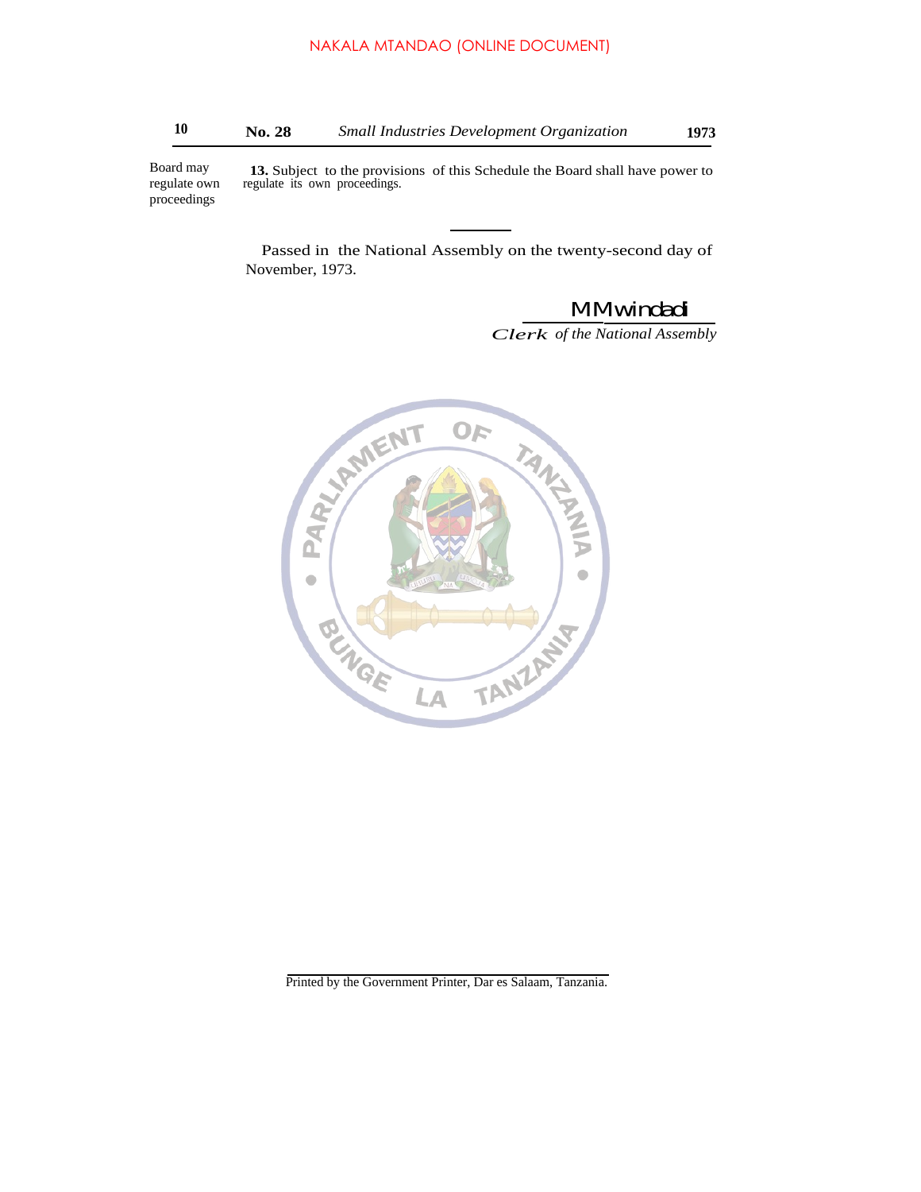Board may regulate own proceedings

**13.** Subject to the provisions of this Schedule the Board shall have power to regulate its own proceedings.

---

Passed in the National Assembly on the twenty-second day of November, 1973.

M Mwindadi

*Clerk of the National Assembly*

Printed by the Government Printer, Dar es Salaam, Tanzania.